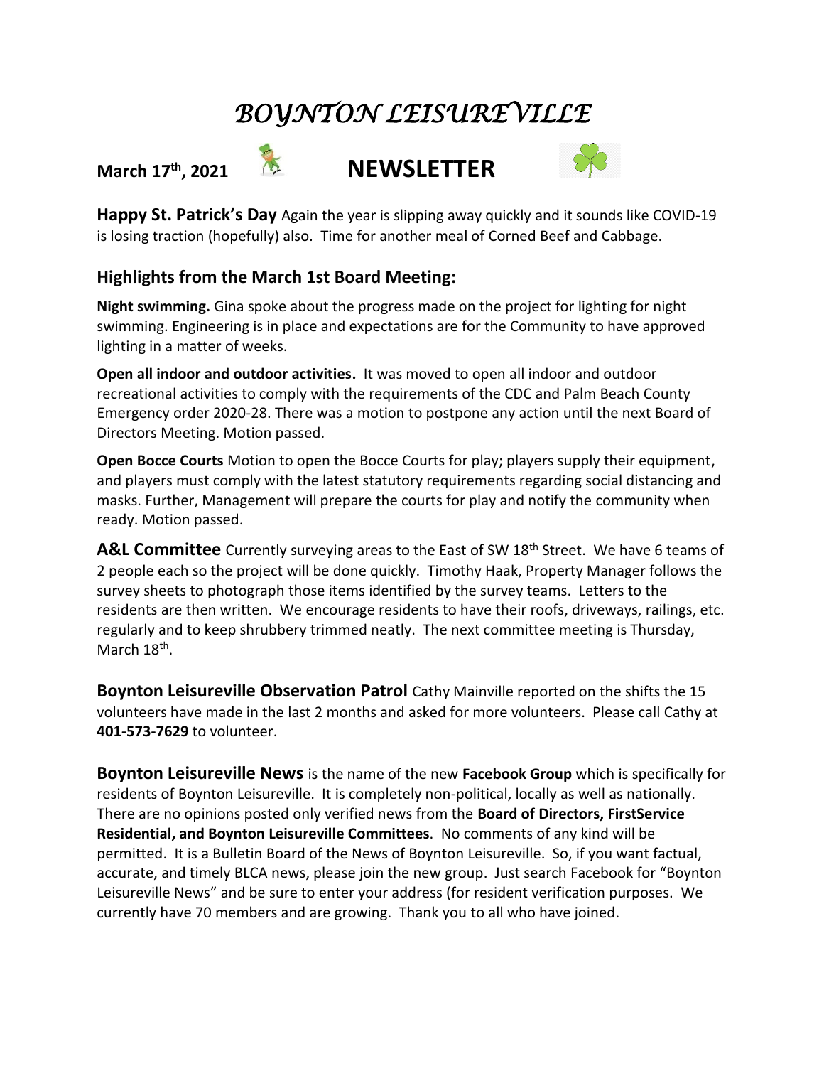# *BOYNTON LEISUREVILLE*

**March 17th, 2021** **NEWSLETTER**

**Happy St. Patrick's Day** Again the year is slipping away quickly and it sounds like COVID-19 is losing traction (hopefully) also. Time for another meal of Corned Beef and Cabbage.

## Highlights from the March 1st Board Meeting:

**Night swimming.** Gina spoke about the progress made on the project for lighting for night swimming. Engineering is in place and expectations are for the Community to have approved lighting in a matter of weeks.

**Open all indoor and outdoor activities.** It was moved to open all indoor and outdoor recreational activities to comply with the requirements of the CDC and Palm Beach County Emergency order 2020-28. There was a motion to postpone any action until the next Board of Directors Meeting. Motion passed.

**Open Bocce Courts** Motion to open the Bocce Courts for play; players supply their equipment, and players must comply with the latest statutory requirements regarding social distancing and masks. Further, Management will prepare the courts for play and notify the community when ready. Motion passed.

**A&L Committee** Currently surveying areas to the East of SW 18th Street. We have 6 teams of 2 people each so the project will be done quickly. Timothy Haak, Property Manager follows the survey sheets to photograph those items identified by the survey teams. Letters to the residents are then written. We encourage residents to have their roofs, driveways, railings, etc. regularly and to keep shrubbery trimmed neatly. The next committee meeting is Thursday, March 18th.

**Boynton Leisureville Observation Patrol** Cathy Mainville reported on the shifts the 15 volunteers have made in the last 2 months and asked for more volunteers. Please call Cathy at **401-573-7629** to volunteer.

**Boynton Leisureville News** is the name of the new **Facebook Group** which is specifically for residents of Boynton Leisureville. It is completely non-political, locally as well as nationally. There are no opinions posted only verified news from the **Board of Directors, FirstService Residential, and Boynton Leisureville Committees**. No comments of any kind will be permitted. It is a Bulletin Board of the News of Boynton Leisureville. So, if you want factual, accurate, and timely BLCA news, please join the new group. Just search Facebook for "Boynton Leisureville News" and be sure to enter your address (for resident verification purposes. We currently have 70 members and are growing. Thank you to all who have joined.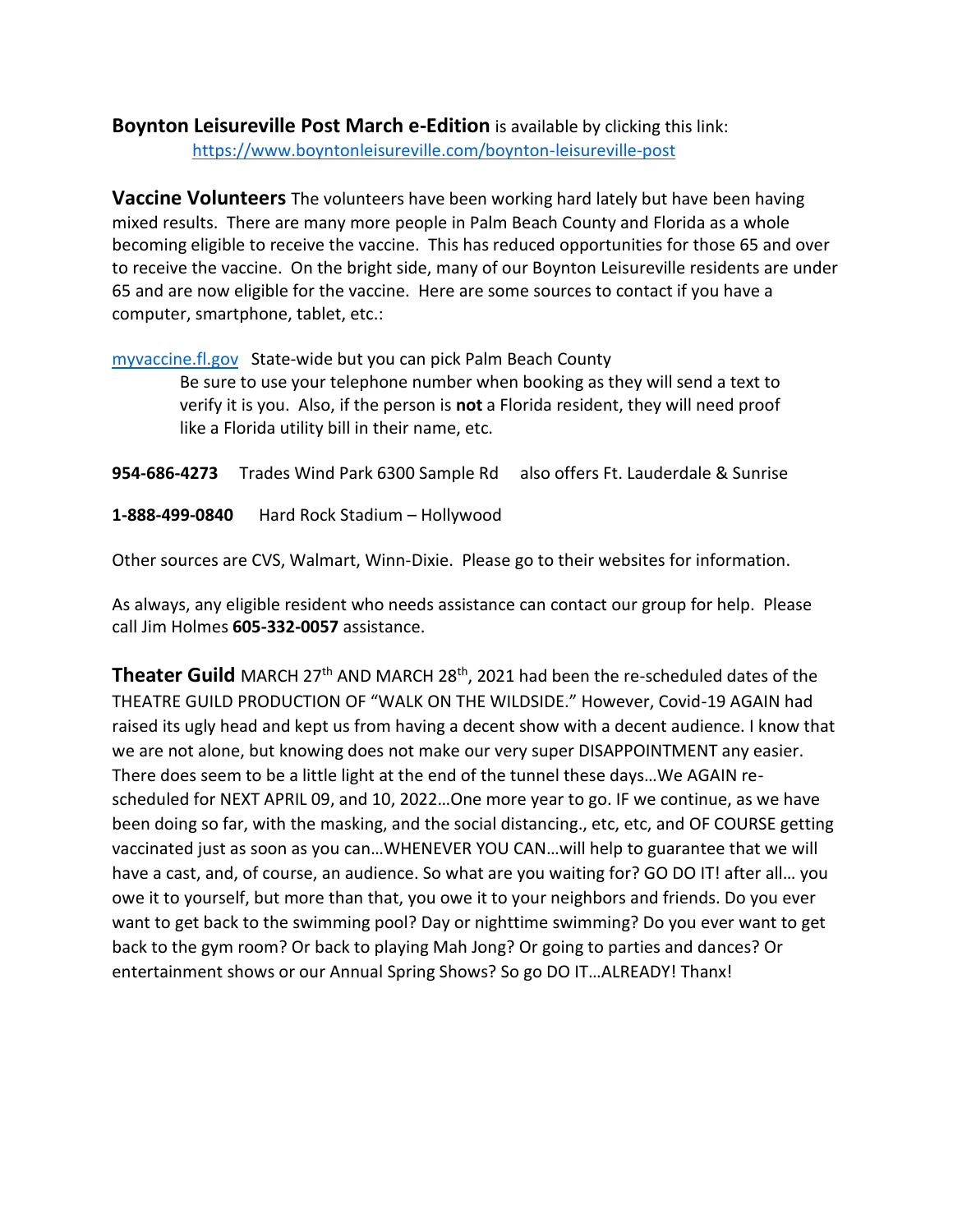**Boynton Leisureville Post March e-Edition** is available by clicking this link: [https://www.boyntonleisureville.com/boynton-leisureville-post](https://www.boyntonleisureville.com/boynton-leisureville-post)

**Vaccine Volunteers** The volunteers have been working hard lately but have been having mixed results. There are many more people in Palm Beach County and Florida as a whole becoming eligible to receive the vaccine. This has reduced opportunities for those 65 and over to receive the vaccine. On the bright side, many of our Boynton Leisureville residents are under 65 and are now eligible for the vaccine. Here are some sources to contact if you have a computer, smartphone, tablet, etc.:

[myvaccine.fl.gov](myvaccine.fl.gov) State-wide but you can pick Palm Beach County

Be sure to use your telephone number when booking as they will send a text to verify it is you. Also, if the person is **not** a Florida resident, they will need proof like a Florida utility bill in their name, etc.

**954-686-4273** Trades Wind Park 6300 Sample Rd also offers Ft. Lauderdale & Sunrise

**1-888-499-0840** Hard Rock Stadium – Hollywood

Other sources are CVS, Walmart, Winn-Dixie. Please go to their websites for information.

As always, any eligible resident who needs assistance can contact our group for help. Please call Jim Holmes **605-332-0057** assistance.

**Theater Guild** MARCH 27th AND MARCH 28th, 2021 had been the re-scheduled dates of the THEATRE GUILD PRODUCTION OF "WALK ON THE WILDSIDE." However, Covid-19 AGAIN had raised its ugly head and kept us from having a decent show with a decent audience. I know that we are not alone, but knowing does not make our very super DISAPPOINTMENT any easier. There does seem to be a little light at the end of the tunnel these days…We AGAIN re-scheduled for NEXT APRIL 09, and 10, 2022…One more year to go. IF we continue, as we have been doing so far, with the masking, and the social distancing., etc, etc, and OF COURSE getting vaccinated just as soon as you can…WHENEVER YOU CAN…will help to guarantee that we will have a cast, and, of course, an audience. So what are you waiting for? GO DO IT! after all… you owe it to yourself, but more than that, you owe it to your neighbors and friends. Do you ever want to get back to the swimming pool? Day or nighttime swimming? Do you ever want to get back to the gym room? Or back to playing Mah Jong? Or going to parties and dances? Or entertainment shows or our Annual Spring Shows? So go DO IT…ALREADY! Thanx!